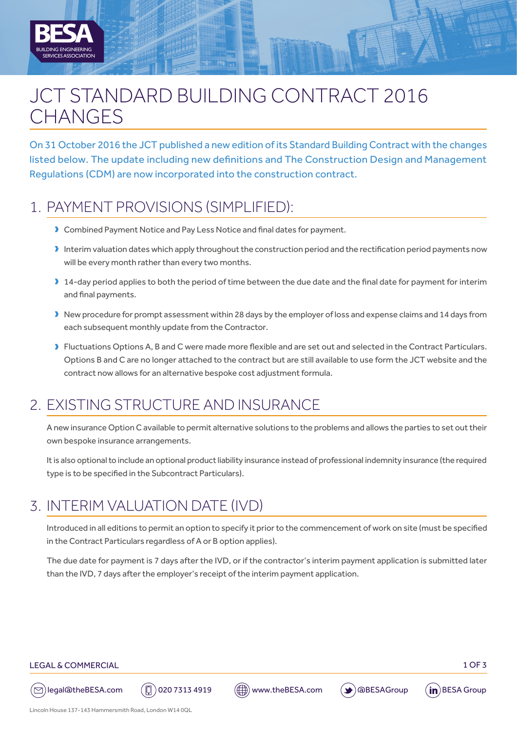# JCT STANDARD BUILDING CONTRACT 2016 CHANGES

On 31 October 2016 the JCT published a new edition of its Standard Building Contract with the changes listed below. The update including new definitions and The Construction Design and Management Regulations (CDM) are now incorporated into the construction contract.

## 1. PAYMENT PROVISIONS (SIMPLIFIED):

- Combined Payment Notice and Pay Less Notice and final dates for payment.
- Interim valuation dates which apply throughout the construction period and the rectification period payments now will be every month rather than every two months.
- 14-day period applies to both the period of time between the due date and the final date for payment for interim and final payments.
- New procedure for prompt assessment within 28 days by the employer of loss and expense claims and 14 days from each subsequent monthly update from the Contractor.
- Fluctuations Options A, B and C were made more flexible and are set out and selected in the Contract Particulars. Options B and C are no longer attached to the contract but are still available to use form the JCT website and the contract now allows for an alternative bespoke cost adjustment formula.

## 2. EXISTING STRUCTURE AND INSURANCE

A new insurance Option C available to permit alternative solutions to the problems and allows the parties to set out their own bespoke insurance arrangements.

It is also optional to include an optional product liability insurance instead of professional indemnity insurance (the required type is to be specified in the Subcontract Particulars).

## 3. INTERIM VALUATION DATE (IVD)

Introduced in all editions to permit an option to specify it prior to the commencement of work on site (must be specified in the Contract Particulars regardless of A or B option applies).

The due date for payment is 7 days after the IVD, or if the contractor's interim payment application is submitted later than the IVD, 7 days after the employer's receipt of the interim payment application.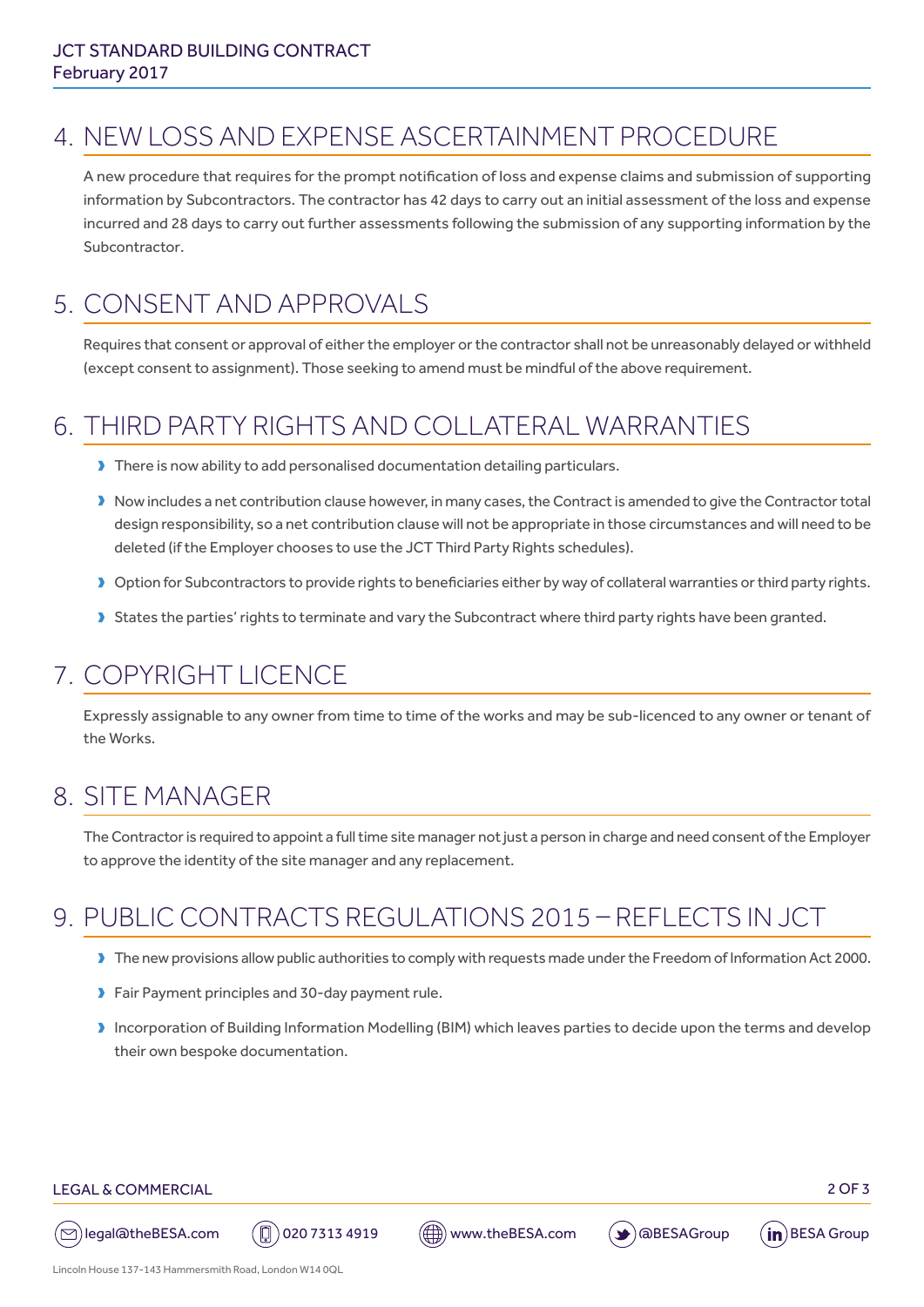## 4. NEW LOSS AND EXPENSE ASCERTAINMENT PROCEDURE

A new procedure that requires for the prompt notification of loss and expense claims and submission of supporting information by Subcontractors. The contractor has 42 days to carry out an initial assessment of the loss and expense incurred and 28 days to carry out further assessments following the submission of any supporting information by the Subcontractor.

## 5. CONSENT AND APPROVALS

Requires that consent or approval of either the employer or the contractor shall not be unreasonably delayed or withheld (except consent to assignment). Those seeking to amend must be mindful of the above requirement.

## 6. THIRD PARTY RIGHTS AND COLLATERAL WARRANTIES

- There is now ability to add personalised documentation detailing particulars.
- Now includes a net contribution clause however, in many cases, the Contract is amended to give the Contractor total design responsibility, so a net contribution clause will not be appropriate in those circumstances and will need to be deleted (if the Employer chooses to use the JCT Third Party Rights schedules).
- Option for Subcontractors to provide rights to beneficiaries either by way of collateral warranties or third party rights.
- States the parties' rights to terminate and vary the Subcontract where third party rights have been granted.

## 7. COPYRIGHT LICENCE

Expressly assignable to any owner from time to time of the works and may be sub-licenced to any owner or tenant of the Works.

## 8. SITE MANAGER

The Contractor is required to appoint a full time site manager not just a person in charge and need consent of the Employer to approve the identity of the site manager and any replacement.

## 9. PUBLIC CONTRACTS REGULATIONS 2015 – REFLECTS IN JCT

- The new provisions allow public authorities to comply with requests made under the Freedom of Information Act 2000.
- Fair Payment principles and 30-day payment rule.
- Incorporation of Building Information Modelling (BIM) which leaves parties to decide upon the terms and develop their own bespoke documentation.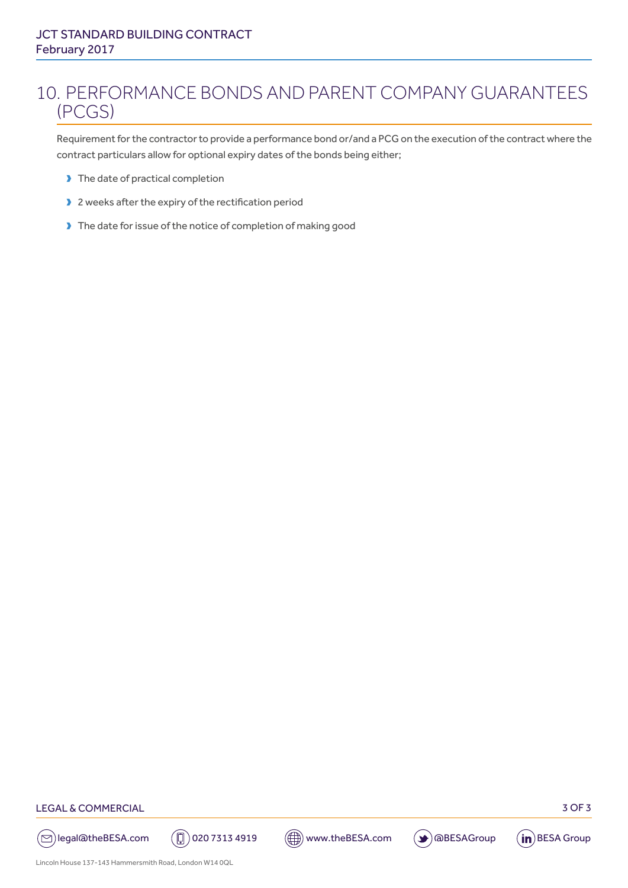## 10. PERFORMANCE BONDS AND PARENT COMPANY GUARANTEES (PCGS)

Requirement for the contractor to provide a performance bond or/and a PCG on the execution of the contract where the contract particulars allow for optional expiry dates of the bonds being either;

- The date of practical completion
- 2 weeks after the expiry of the rectification period
- The date for issue of the notice of completion of making good